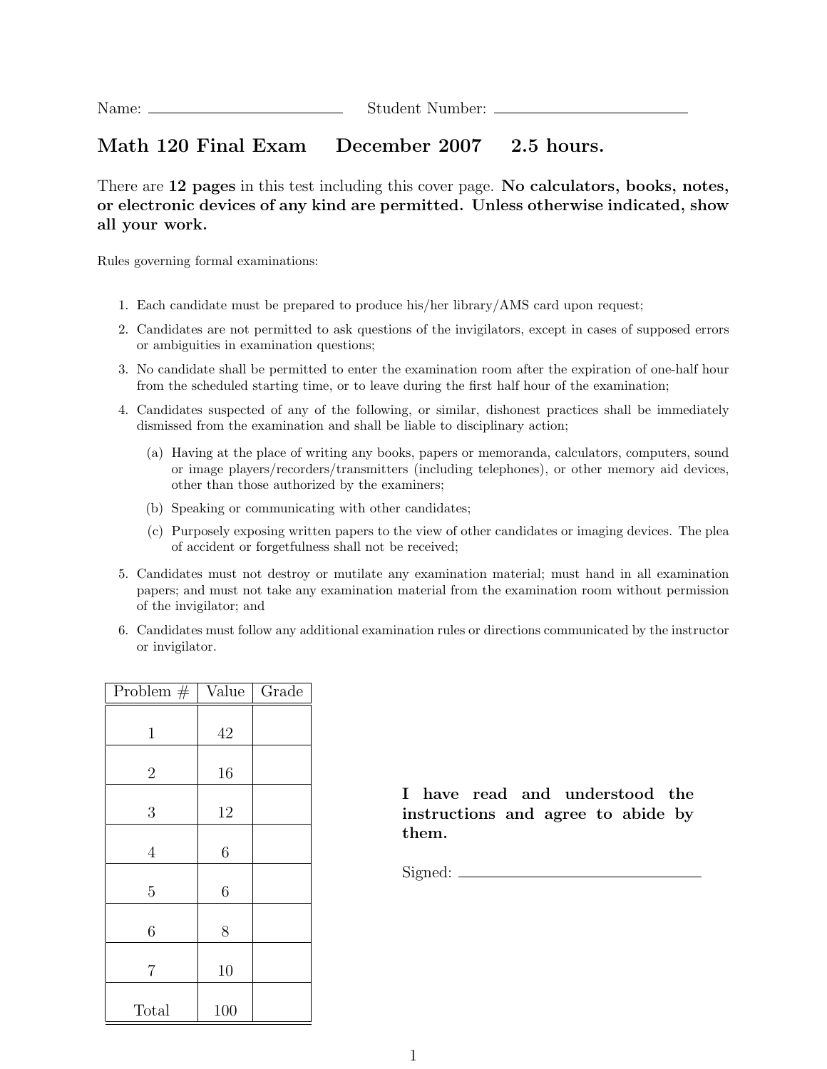Name: ______________________ Student Number: ______________________

# Math 120 Final Exam December 2007 2.5 hours.

There are **12 pages** in this test including this cover page. **No calculators, books, notes, or electronic devices of any kind are permitted. Unless otherwise indicated, show all your work.**

Rules governing formal examinations:

1. Each candidate must be prepared to produce his/her library/AMS card upon request;
2. Candidates are not permitted to ask questions of the invigilators, except in cases of supposed errors or ambiguities in examination questions;
3. No candidate shall be permitted to enter the examination room after the expiration of one-half hour from the scheduled starting time, or to leave during the first half hour of the examination;
4. Candidates suspected of any of the following, or similar, dishonest practices shall be immediately dismissed from the examination and shall be liable to disciplinary action;
   (a) Having at the place of writing any books, papers or memoranda, calculators, computers, sound or image players/recorders/transmitters (including telephones), or other memory aid devices, other than those authorized by the examiners;
   (b) Speaking or communicating with other candidates;
   (c) Purposely exposing written papers to the view of other candidates or imaging devices. The plea of accident or forgetfulness shall not be received;
5. Candidates must not destroy or mutilate any examination material; must hand in all examination papers; and must not take any examination material from the examination room without permission of the invigilator; and
6. Candidates must follow any additional examination rules or directions communicated by the instructor or invigilator.

| Problem # | Value | Grade |
|---|---|---|
| 1 | 42 | |
| 2 | 16 | |
| 3 | 12 | |
| 4 | 6 | |
| 5 | 6 | |
| 6 | 8 | |
| 7 | 10 | |
| Total | 100 | |

**I have read and understood the instructions and agree to abide by them.**

Signed: ______________________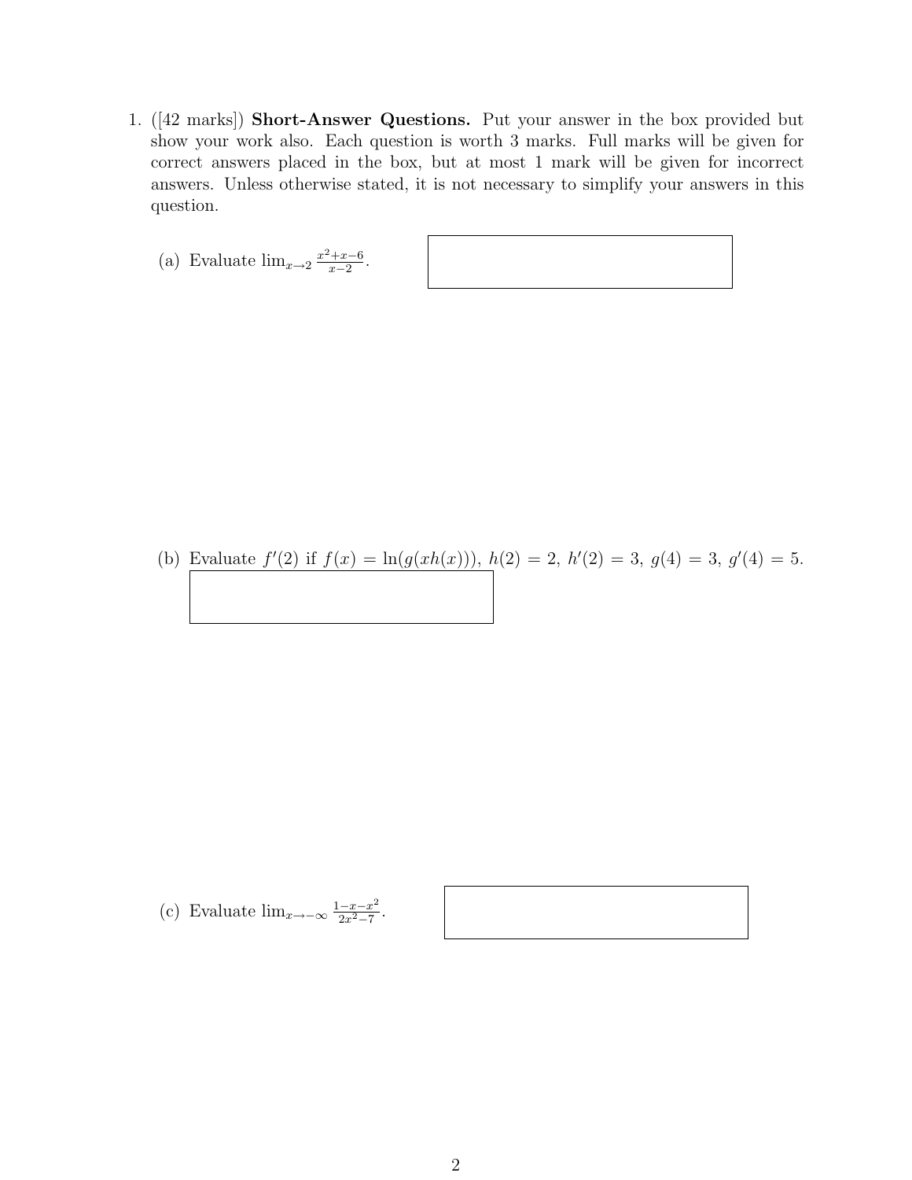1. ([42 marks]) **Short-Answer Questions.** Put your answer in the box provided but show your work also. Each question is worth 3 marks. Full marks will be given for correct answers placed in the box, but at most 1 mark will be given for incorrect answers. Unless otherwise stated, it is not necessary to simplify your answers in this question.

   (a) Evaluate $\lim_{x \to 2} \frac{x^2+x-6}{x-2}$.

   (b) Evaluate $f'(2)$ if $f(x) = \ln(g(xh(x)))$, $h(2) = 2$, $h'(2) = 3$, $g(4) = 3$, $g'(4) = 5$.

   (c) Evaluate $\lim_{x \to -\infty} \frac{1-x-x^2}{2x^2-7}$.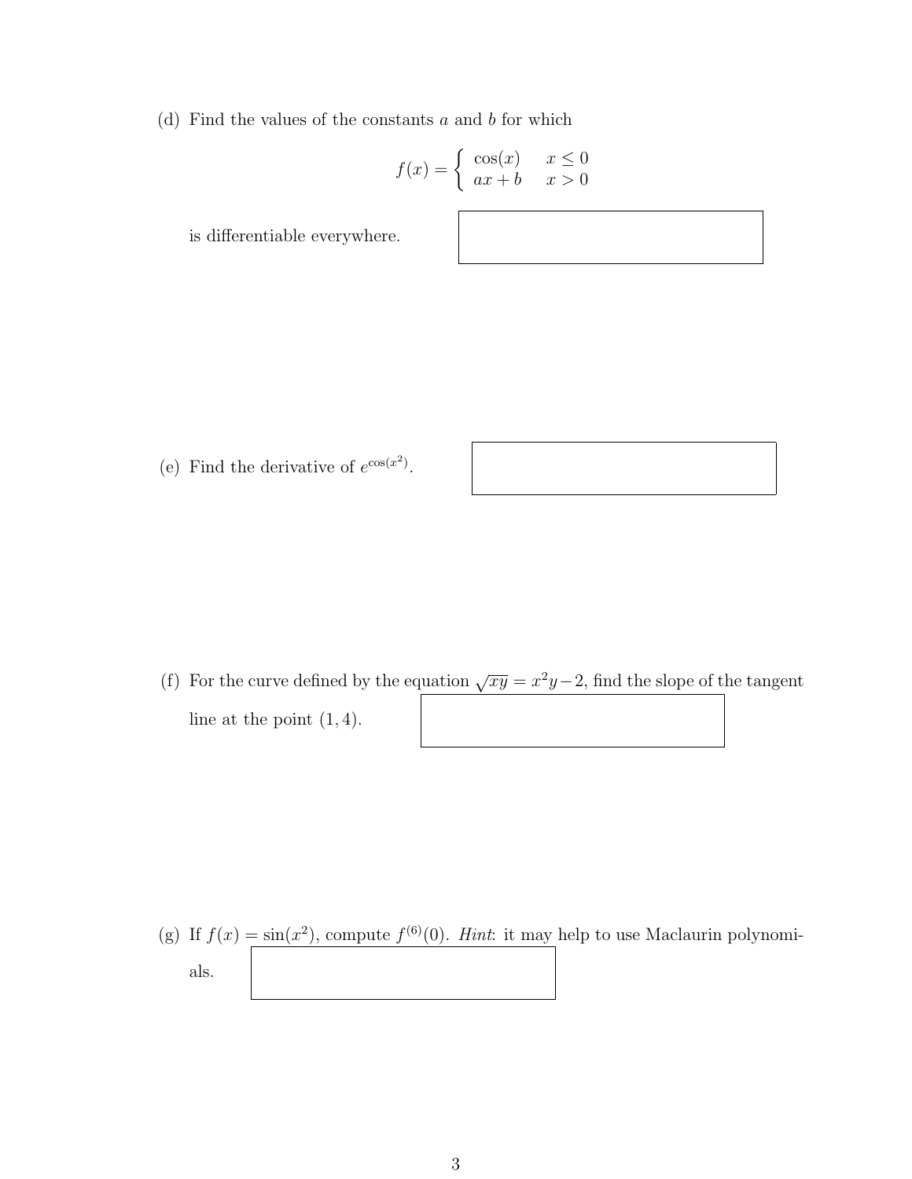(d) Find the values of the constants $a$ and $b$ for which

$$f(x) = \begin{cases} \cos(x) & x \leq 0 \\ ax + b & x > 0 \end{cases}$$

is differentiable everywhere.

(e) Find the derivative of $e^{\cos(x^2)}$.

(f) For the curve defined by the equation $\sqrt{xy} = x^2y - 2$, find the slope of the tangent line at the point $(1, 4)$.

(g) If $f(x) = \sin(x^2)$, compute $f^{(6)}(0)$. *Hint*: it may help to use Maclaurin polynomials.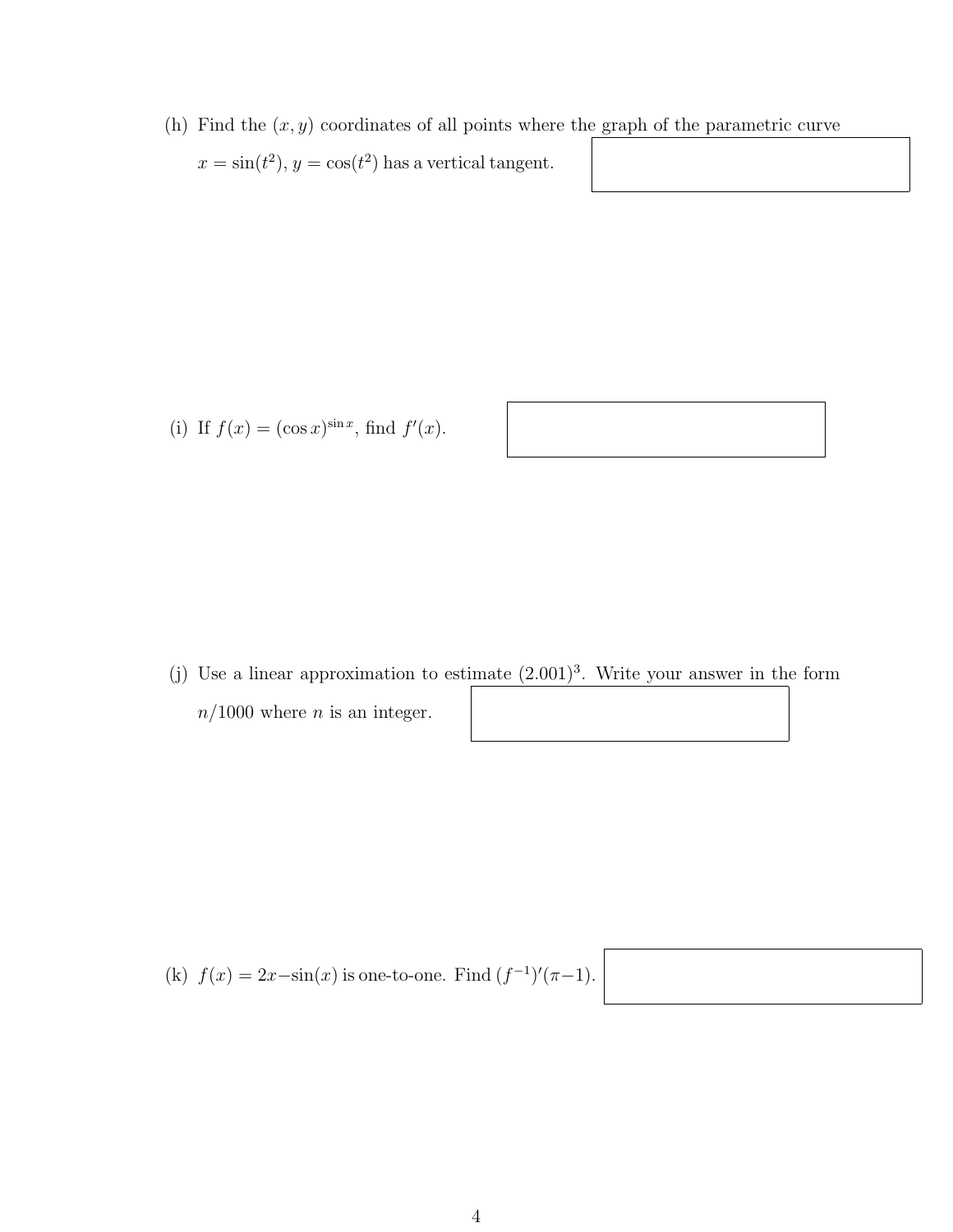(h) Find the $(x, y)$ coordinates of all points where the graph of the parametric curve $x = \sin(t^2)$, $y = \cos(t^2)$ has a vertical tangent.

(i) If $f(x) = (\cos x)^{\sin x}$, find $f'(x)$.

(j) Use a linear approximation to estimate $(2.001)^3$. Write your answer in the form $n/1000$ where $n$ is an integer.

(k) $f(x) = 2x - \sin(x)$ is one-to-one. Find $(f^{-1})'(\pi - 1)$.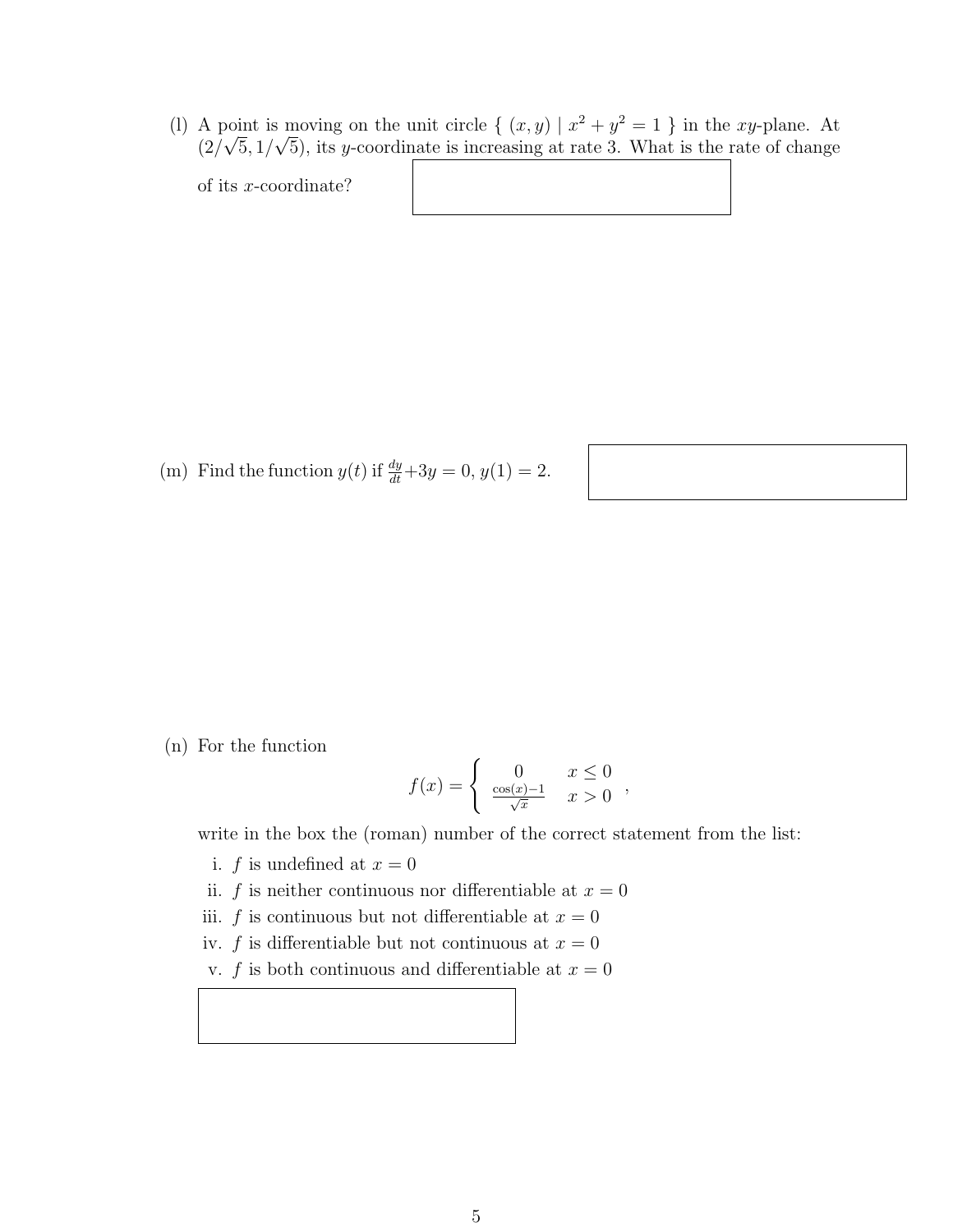(l) A point is moving on the unit circle $\{ (x, y) \mid x^2 + y^2 = 1 \}$ in the $xy$-plane. At $(2/\sqrt{5}, 1/\sqrt{5})$, its $y$-coordinate is increasing at rate 3. What is the rate of change of its $x$-coordinate?

(m) Find the function $y(t)$ if $\frac{dy}{dt} + 3y = 0$, $y(1) = 2$.

(n) For the function

$$f(x) = \begin{cases} 0 & x \leq 0 \\ \frac{\cos(x) - 1}{\sqrt{x}} & x > 0 \end{cases},$$

write in the box the (roman) number of the correct statement from the list:

i. $f$ is undefined at $x = 0$
ii. $f$ is neither continuous nor differentiable at $x = 0$
iii. $f$ is continuous but not differentiable at $x = 0$
iv. $f$ is differentiable but not continuous at $x = 0$
v. $f$ is both continuous and differentiable at $x = 0$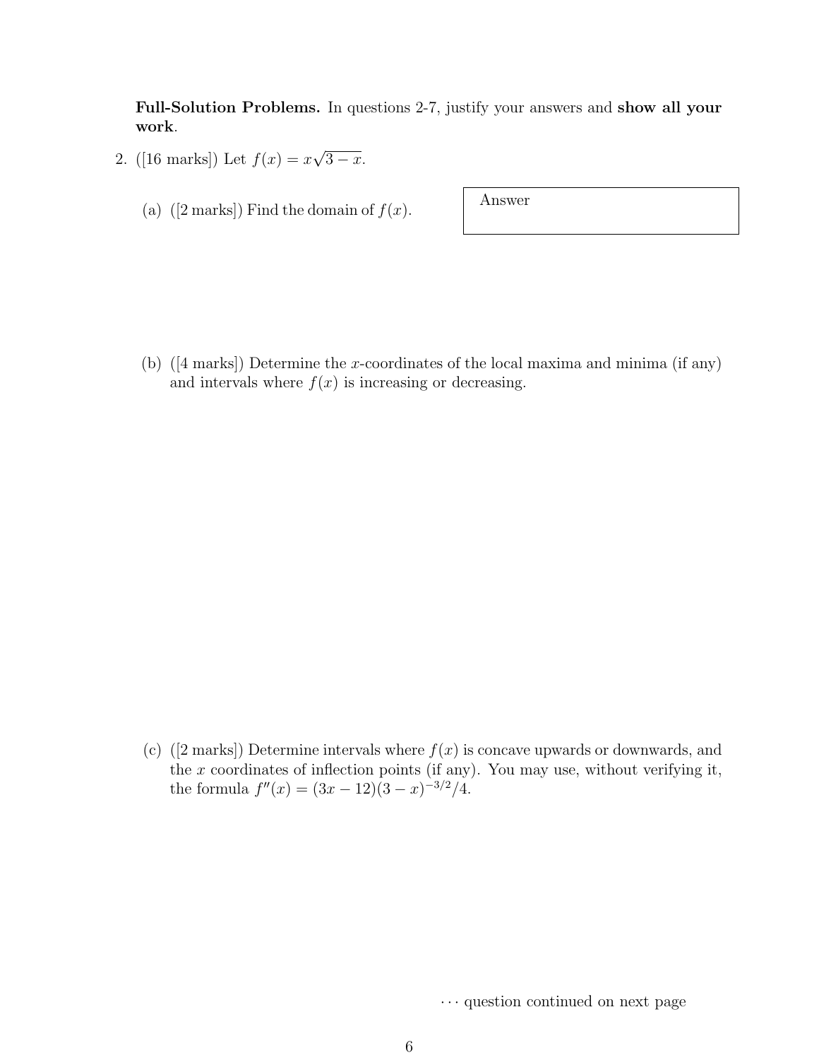**Full-Solution Problems.** In questions 2-7, justify your answers and **show all your work**.

2. ([16 marks]) Let $f(x) = x\sqrt{3-x}$.

   (a) ([2 marks]) Find the domain of $f(x)$.

   | Answer |
   |---|
   | |

   (b) ([4 marks]) Determine the $x$-coordinates of the local maxima and minima (if any) and intervals where $f(x)$ is increasing or decreasing.

   (c) ([2 marks]) Determine intervals where $f(x)$ is concave upwards or downwards, and the $x$ coordinates of inflection points (if any). You may use, without verifying it, the formula $f''(x) = (3x - 12)(3 - x)^{-3/2}/4$.

$\cdots$ question continued on next page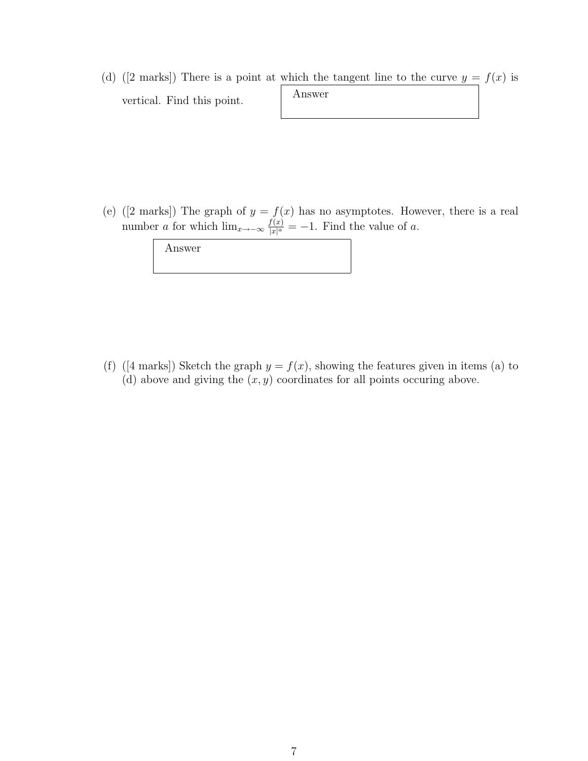(d) ([2 marks]) There is a point at which the tangent line to the curve $y = f(x)$ is vertical. Find this point.

| Answer |
|---|
| |

(e) ([2 marks]) The graph of $y = f(x)$ has no asymptotes. However, there is a real number $a$ for which $\lim_{x \to -\infty} \frac{f(x)}{|x|^a} = -1$. Find the value of $a$.

| Answer |
|---|
| |

(f) ([4 marks]) Sketch the graph $y = f(x)$, showing the features given in items (a) to (d) above and giving the $(x, y)$ coordinates for all points occuring above.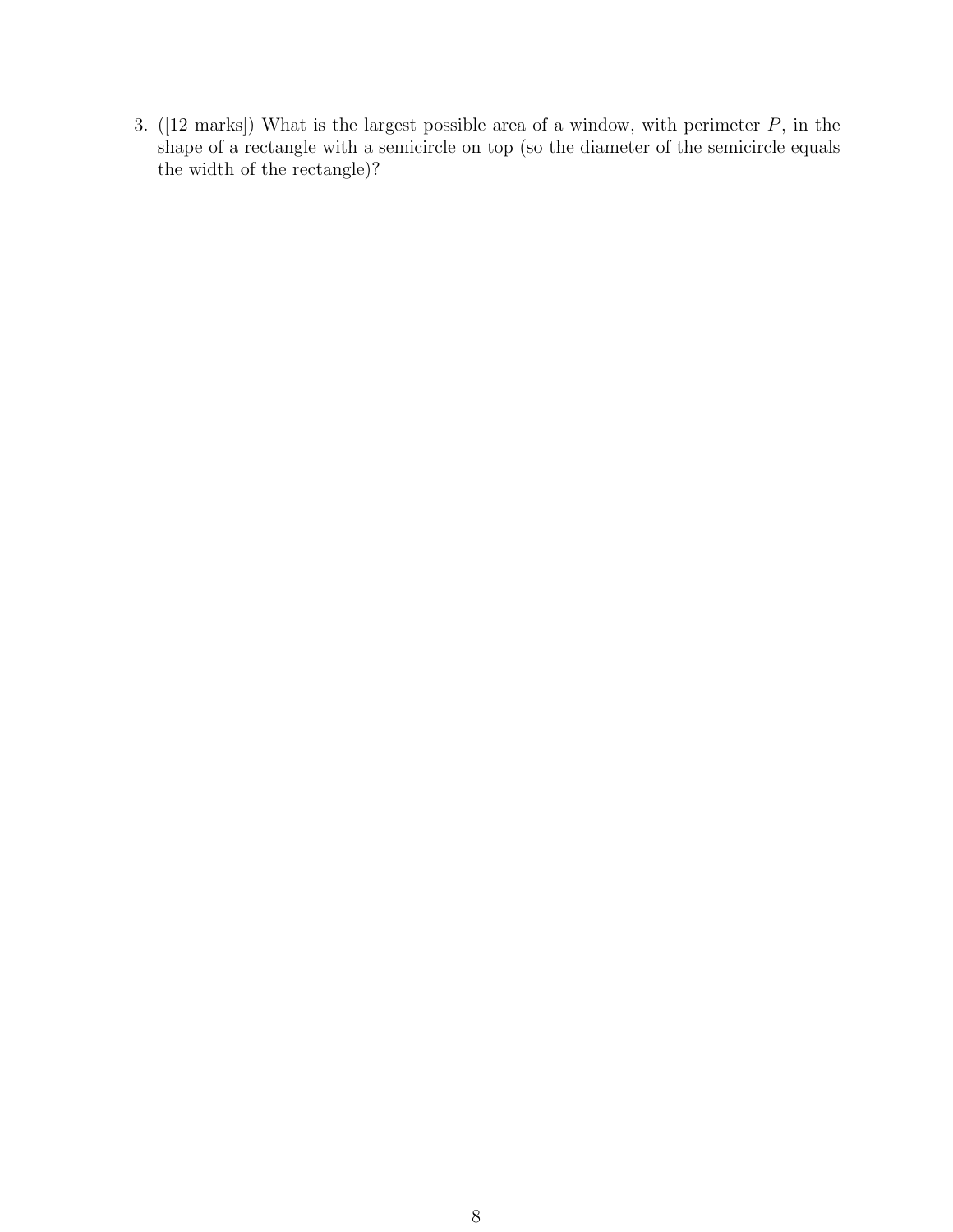3. ([12 marks]) What is the largest possible area of a window, with perimeter $P$, in the shape of a rectangle with a semicircle on top (so the diameter of the semicircle equals the width of the rectangle)?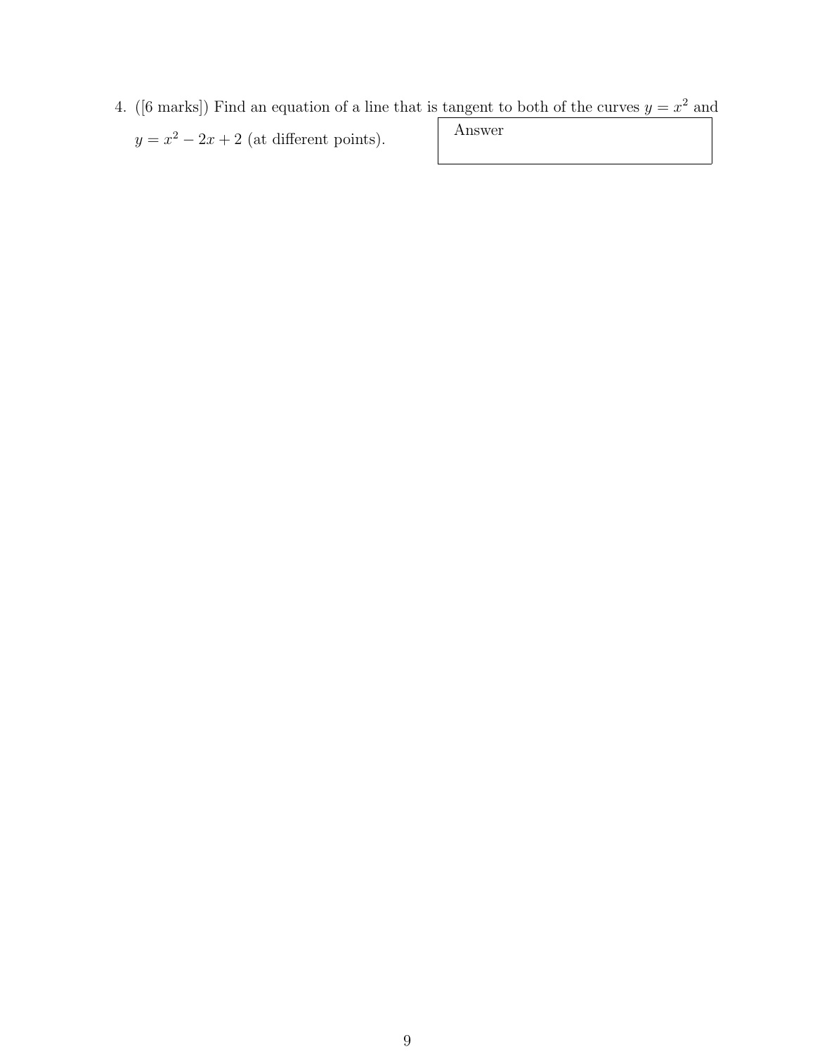4. ([6 marks]) Find an equation of a line that is tangent to both of the curves $y = x^2$ and $y = x^2 - 2x + 2$ (at different points).

| Answer |
|---|
| |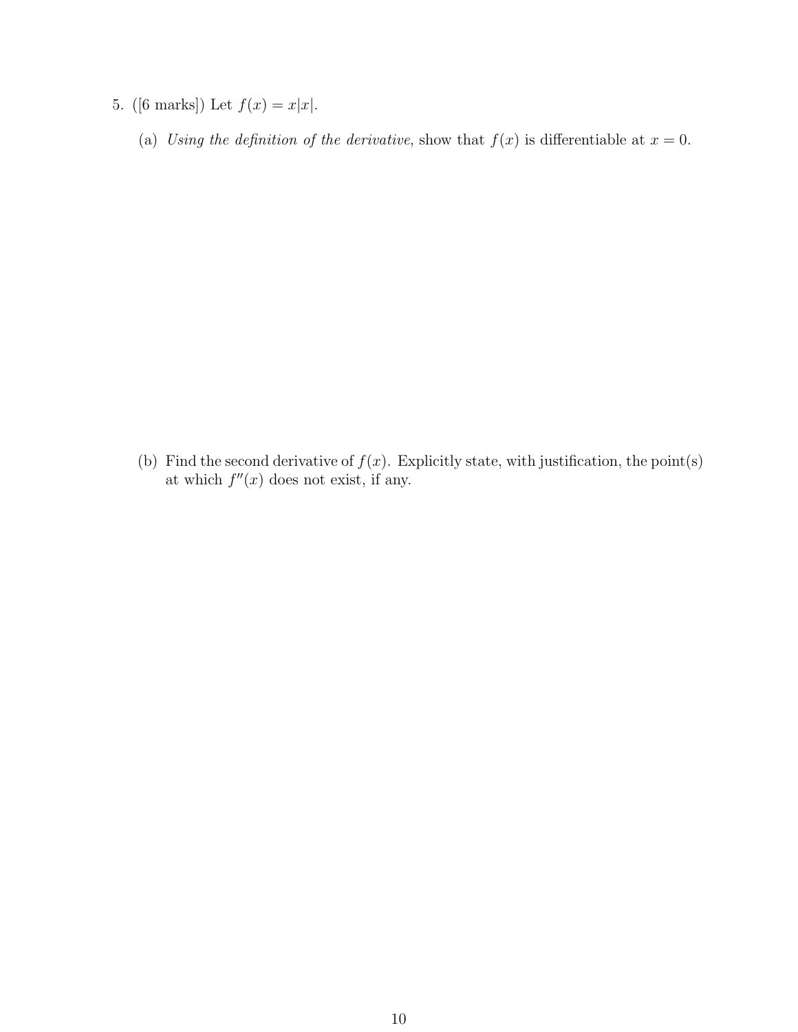5. ([6 marks]) Let $f(x) = x|x|$.

(a) *Using the definition of the derivative*, show that $f(x)$ is differentiable at $x = 0$.

(b) Find the second derivative of $f(x)$. Explicitly state, with justification, the point(s) at which $f''(x)$ does not exist, if any.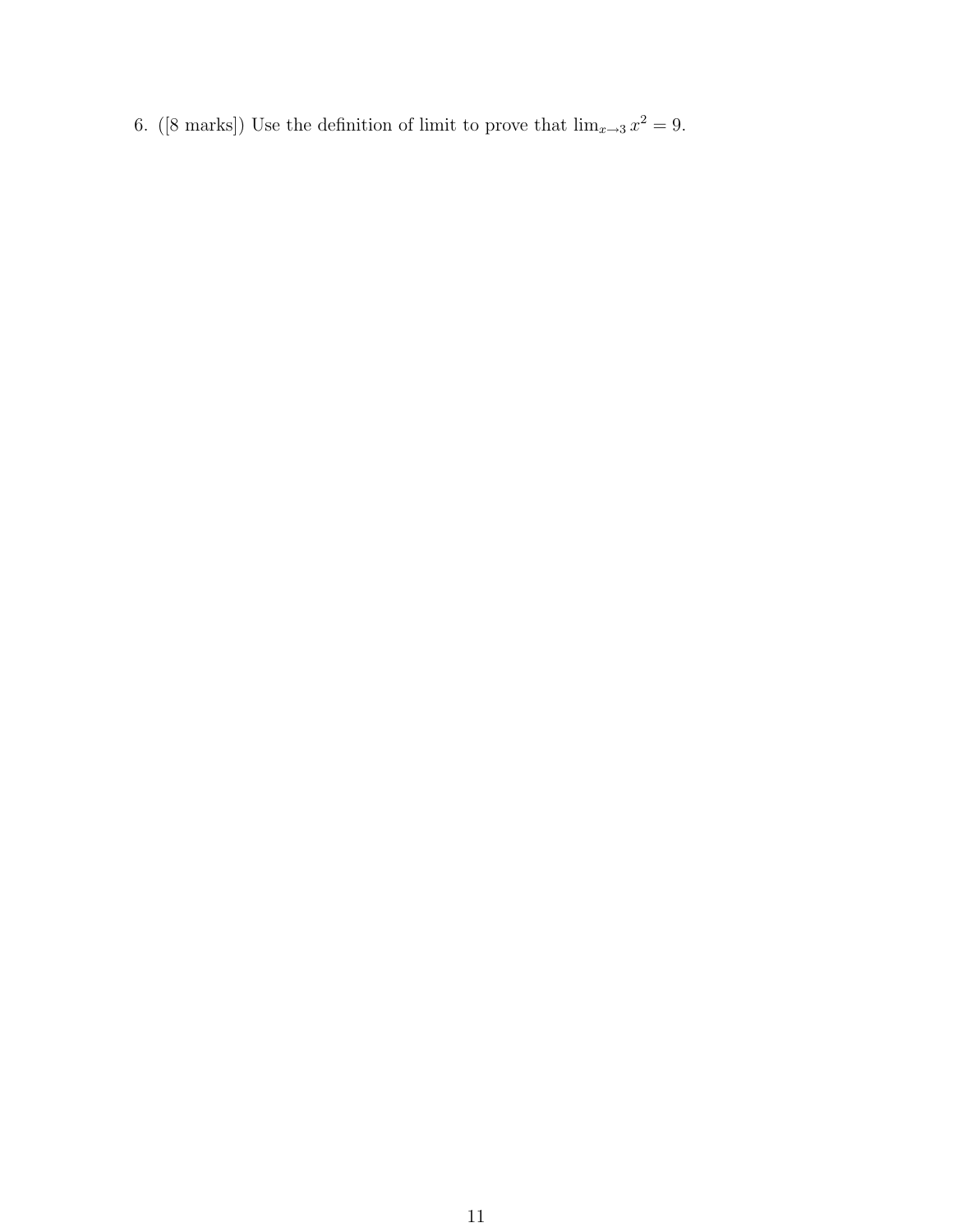6. ([8 marks]) Use the definition of limit to prove that $\lim_{x \to 3} x^2 = 9$.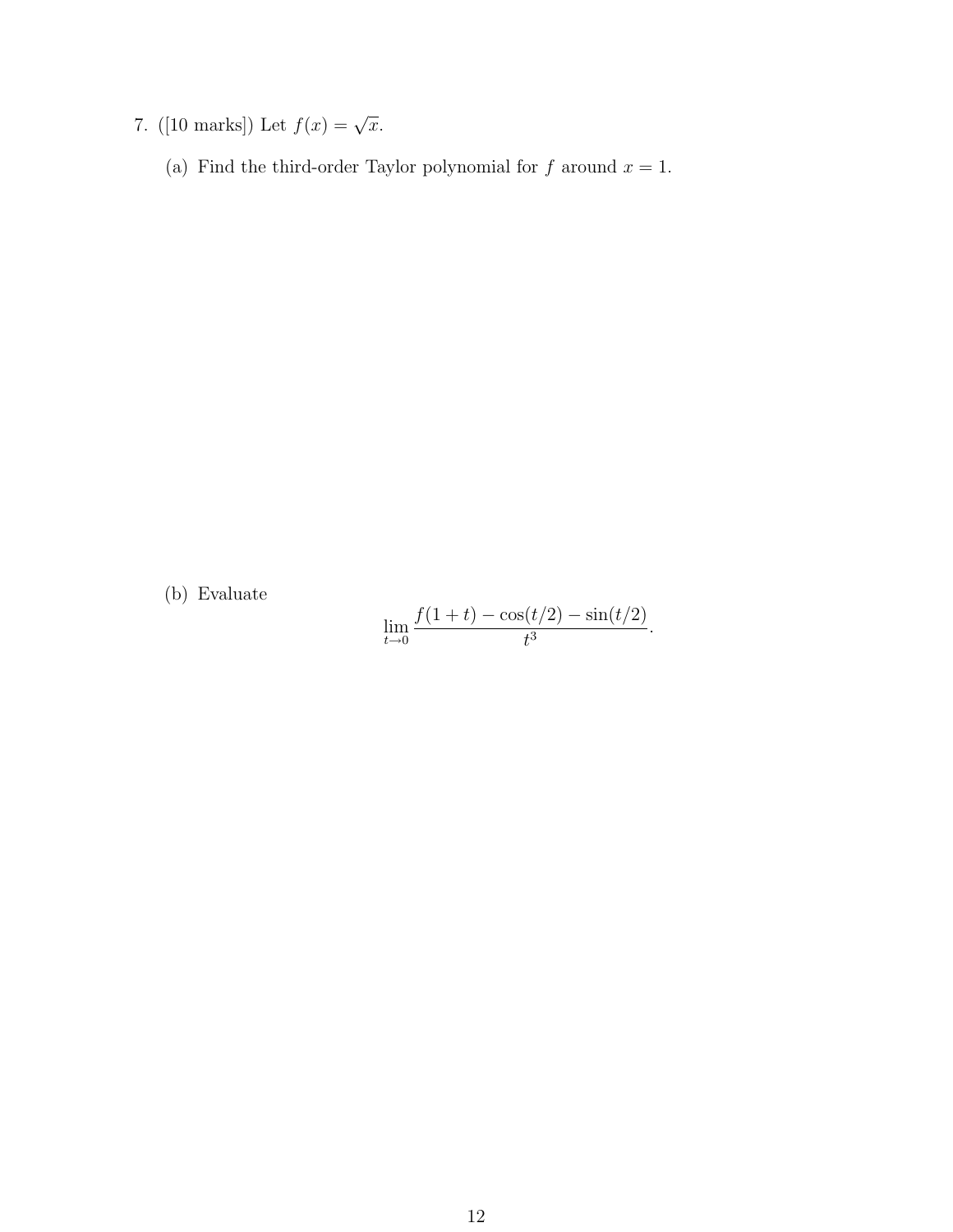7. ([10 marks]) Let $f(x) = \sqrt{x}$.

(a) Find the third-order Taylor polynomial for $f$ around $x = 1$.

(b) Evaluate

$$\lim_{t \to 0} \frac{f(1+t) - \cos(t/2) - \sin(t/2)}{t^3}.$$